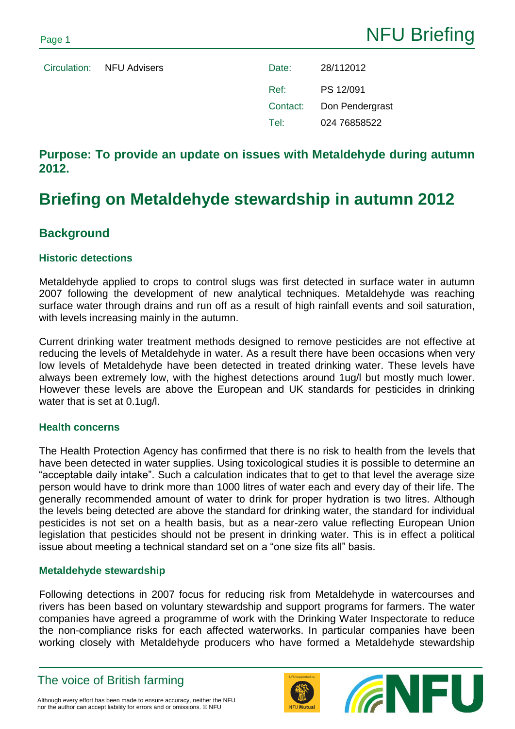# NFU Briefing

| | | | |
|---|---|---|---|
| Circulation: | NFU Advisers | Date: | 28/112012 |
| | | Ref: | PS 12/091 |
| | | Contact: | Don Pendergrast |
| | | Tel: | 024 76858522 |

**Purpose: To provide an update on issues with Metaldehyde during autumn 2012.**

# Briefing on Metaldehyde stewardship in autumn 2012

## Background

### Historic detections

Metaldehyde applied to crops to control slugs was first detected in surface water in autumn 2007 following the development of new analytical techniques. Metaldehyde was reaching surface water through drains and run off as a result of high rainfall events and soil saturation, with levels increasing mainly in the autumn.

Current drinking water treatment methods designed to remove pesticides are not effective at reducing the levels of Metaldehyde in water. As a result there have been occasions when very low levels of Metaldehyde have been detected in treated drinking water. These levels have always been extremely low, with the highest detections around 1ug/l but mostly much lower. However these levels are above the European and UK standards for pesticides in drinking water that is set at 0.1ug/l.

### Health concerns

The Health Protection Agency has confirmed that there is no risk to health from the levels that have been detected in water supplies. Using toxicological studies it is possible to determine an "acceptable daily intake". Such a calculation indicates that to get to that level the average size person would have to drink more than 1000 litres of water each and every day of their life. The generally recommended amount of water to drink for proper hydration is two litres. Although the levels being detected are above the standard for drinking water, the standard for individual pesticides is not set on a health basis, but as a near-zero value reflecting European Union legislation that pesticides should not be present in drinking water. This is in effect a political issue about meeting a technical standard set on a "one size fits all" basis.

### Metaldehyde stewardship

Following detections in 2007 focus for reducing risk from Metaldehyde in watercourses and rivers has been based on voluntary stewardship and support programs for farmers. The water companies have agreed a programme of work with the Drinking Water Inspectorate to reduce the non-compliance risks for each affected waterworks. In particular companies have been working closely with Metaldehyde producers who have formed a Metaldehyde stewardship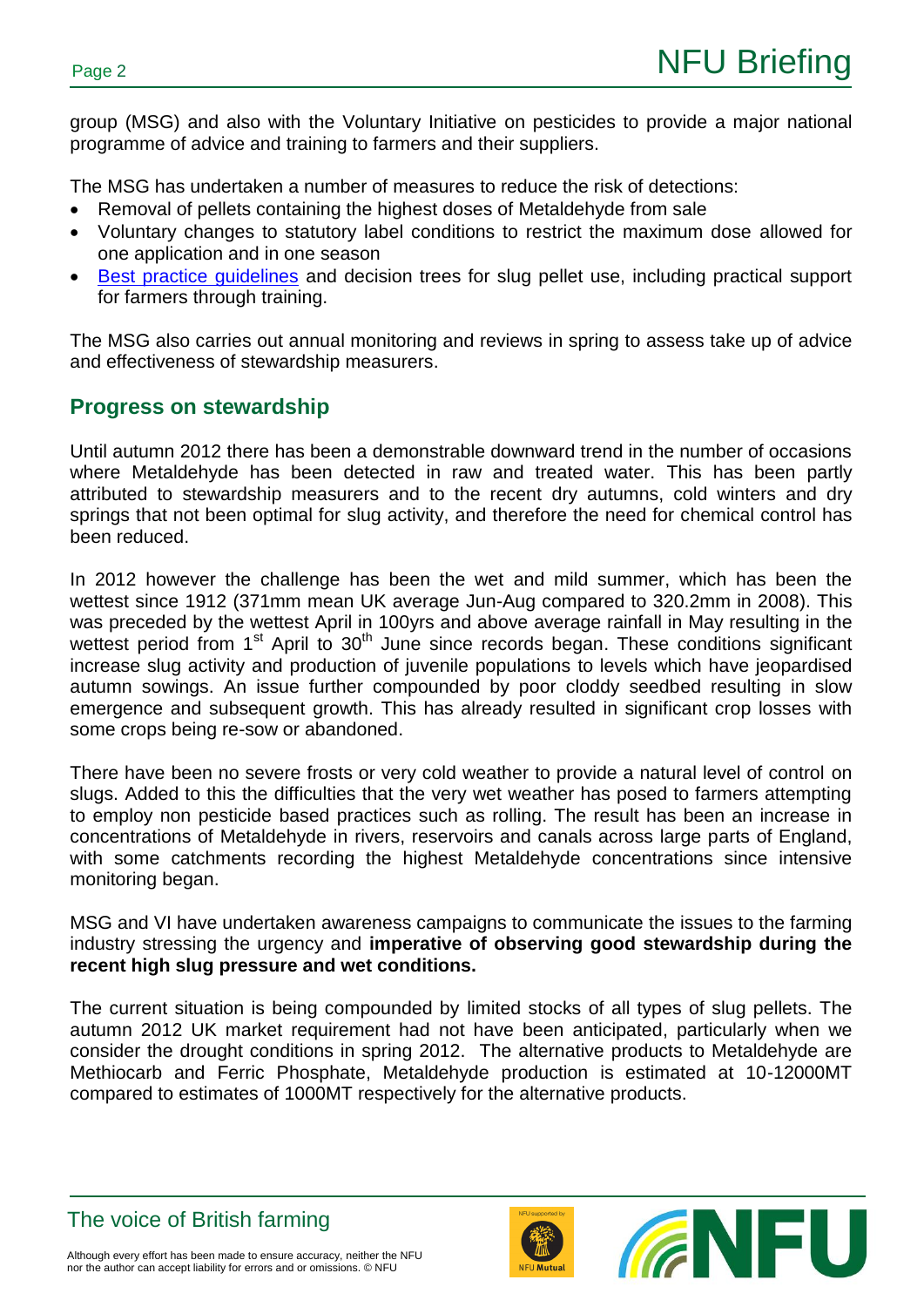group (MSG) and also with the Voluntary Initiative on pesticides to provide a major national programme of advice and training to farmers and their suppliers.

The MSG has undertaken a number of measures to reduce the risk of detections:

- Removal of pellets containing the highest doses of Metaldehyde from sale
- Voluntary changes to statutory label conditions to restrict the maximum dose allowed for one application and in one season
- Best practice guidelines and decision trees for slug pellet use, including practical support for farmers through training.

The MSG also carries out annual monitoring and reviews in spring to assess take up of advice and effectiveness of stewardship measurers.

## Progress on stewardship

Until autumn 2012 there has been a demonstrable downward trend in the number of occasions where Metaldehyde has been detected in raw and treated water. This has been partly attributed to stewardship measurers and to the recent dry autumns, cold winters and dry springs that not been optimal for slug activity, and therefore the need for chemical control has been reduced.

In 2012 however the challenge has been the wet and mild summer, which has been the wettest since 1912 (371mm mean UK average Jun-Aug compared to 320.2mm in 2008). This was preceded by the wettest April in 100yrs and above average rainfall in May resulting in the wettest period from 1st April to 30th June since records began. These conditions significant increase slug activity and production of juvenile populations to levels which have jeopardised autumn sowings. An issue further compounded by poor cloddy seedbed resulting in slow emergence and subsequent growth. This has already resulted in significant crop losses with some crops being re-sow or abandoned.

There have been no severe frosts or very cold weather to provide a natural level of control on slugs. Added to this the difficulties that the very wet weather has posed to farmers attempting to employ non pesticide based practices such as rolling. The result has been an increase in concentrations of Metaldehyde in rivers, reservoirs and canals across large parts of England, with some catchments recording the highest Metaldehyde concentrations since intensive monitoring began.

MSG and VI have undertaken awareness campaigns to communicate the issues to the farming industry stressing the urgency and **imperative of observing good stewardship during the recent high slug pressure and wet conditions.**

The current situation is being compounded by limited stocks of all types of slug pellets. The autumn 2012 UK market requirement had not have been anticipated, particularly when we consider the drought conditions in spring 2012. The alternative products to Metaldehyde are Methiocarb and Ferric Phosphate, Metaldehyde production is estimated at 10-12000MT compared to estimates of 1000MT respectively for the alternative products.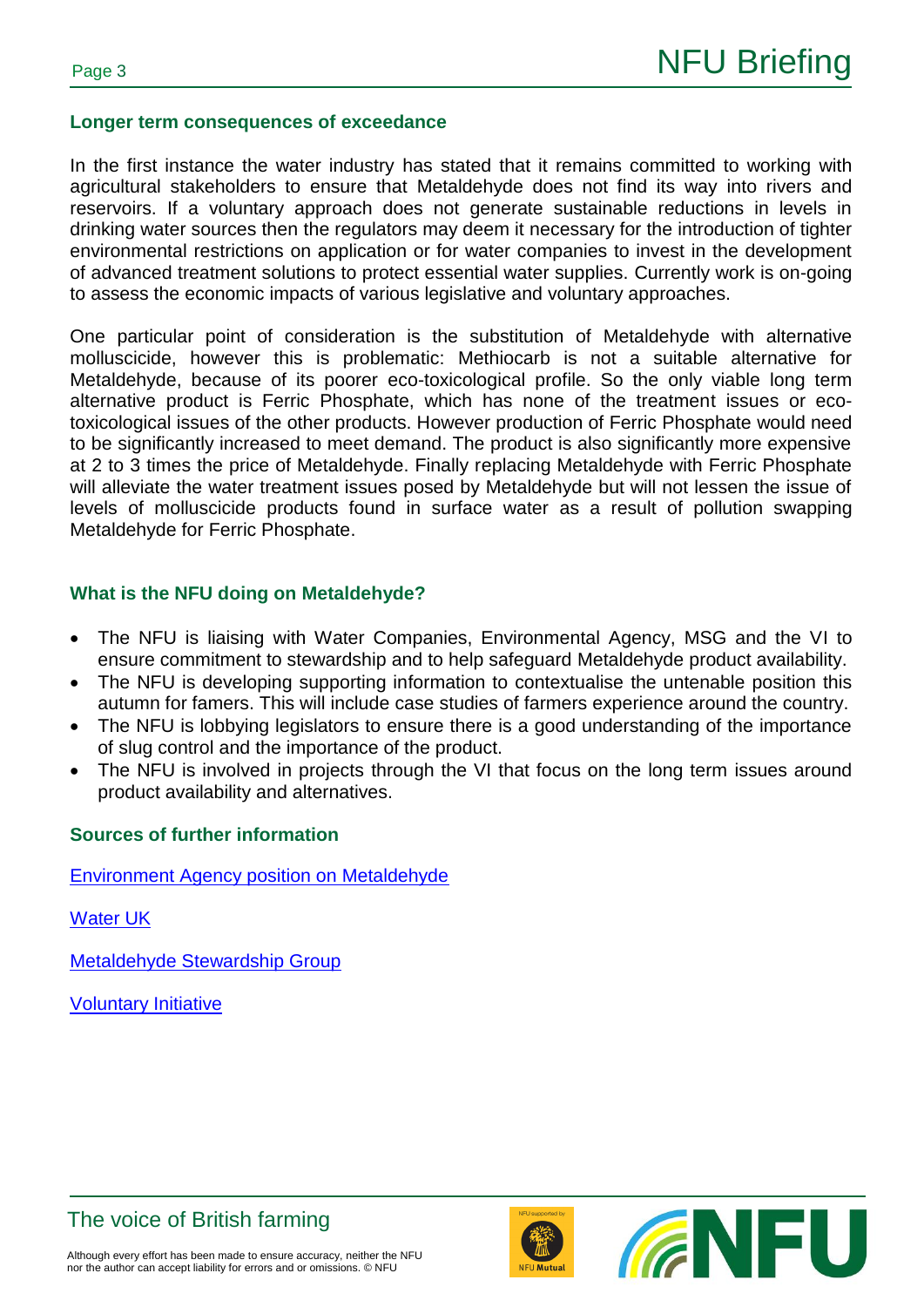### Longer term consequences of exceedance

In the first instance the water industry has stated that it remains committed to working with agricultural stakeholders to ensure that Metaldehyde does not find its way into rivers and reservoirs. If a voluntary approach does not generate sustainable reductions in levels in drinking water sources then the regulators may deem it necessary for the introduction of tighter environmental restrictions on application or for water companies to invest in the development of advanced treatment solutions to protect essential water supplies. Currently work is on-going to assess the economic impacts of various legislative and voluntary approaches.

One particular point of consideration is the substitution of Metaldehyde with alternative molluscicide, however this is problematic: Methiocarb is not a suitable alternative for Metaldehyde, because of its poorer eco-toxicological profile. So the only viable long term alternative product is Ferric Phosphate, which has none of the treatment issues or eco-toxicological issues of the other products. However production of Ferric Phosphate would need to be significantly increased to meet demand. The product is also significantly more expensive at 2 to 3 times the price of Metaldehyde. Finally replacing Metaldehyde with Ferric Phosphate will alleviate the water treatment issues posed by Metaldehyde but will not lessen the issue of levels of molluscicide products found in surface water as a result of pollution swapping Metaldehyde for Ferric Phosphate.

### What is the NFU doing on Metaldehyde?

- The NFU is liaising with Water Companies, Environmental Agency, MSG and the VI to ensure commitment to stewardship and to help safeguard Metaldehyde product availability.
- The NFU is developing supporting information to contextualise the untenable position this autumn for famers. This will include case studies of farmers experience around the country.
- The NFU is lobbying legislators to ensure there is a good understanding of the importance of slug control and the importance of the product.
- The NFU is involved in projects through the VI that focus on the long term issues around product availability and alternatives.

### Sources of further information

Environment Agency position on Metaldehyde

Water UK

Metaldehyde Stewardship Group

Voluntary Initiative

The voice of British farming

Although every effort has been made to ensure accuracy, neither the NFU nor the author can accept liability for errors and or omissions. © NFU